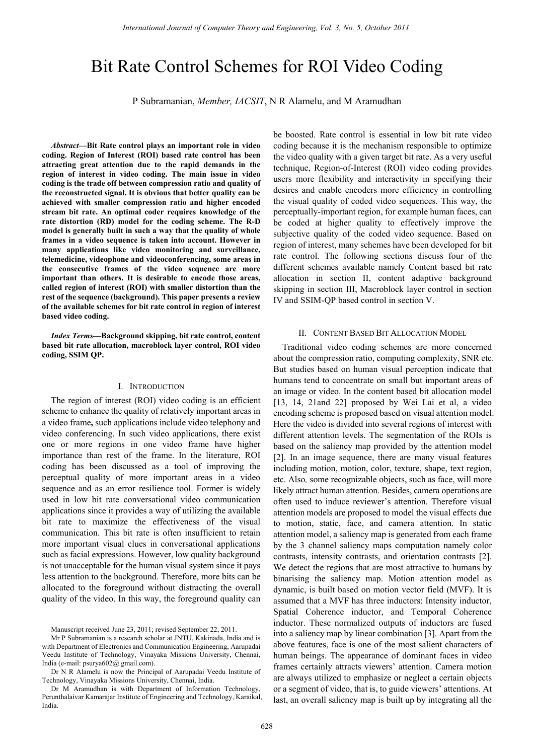# Bit Rate Control Schemes for ROI Video Coding

P Subramanian, *Member, IACSIT*, N R Alamelu, and M Aramudhan

***Abstract*—Bit Rate control plays an important role in video coding. Region of Interest (ROI) based rate control has been attracting great attention due to the rapid demands in the region of interest in video coding. The main issue in video coding is the trade off between compression ratio and quality of the reconstructed signal. It is obvious that better quality can be achieved with smaller compression ratio and higher encoded stream bit rate. An optimal coder requires knowledge of the rate distortion (RD) model for the coding scheme. The R-D model is generally built in such a way that the quality of whole frames in a video sequence is taken into account. However in many applications like video monitoring and surveillance, telemedicine, videophone and videoconferencing, some areas in the consecutive frames of the video sequence are more important than others. It is desirable to encode those areas, called region of interest (ROI) with smaller distortion than the rest of the sequence (background). This paper presents a review of the available schemes for bit rate control in region of interest based video coding.**

***Index Terms*—Background skipping, bit rate control, content based bit rate allocation, macroblock layer control, ROI video coding, SSIM QP.**

## I. Introduction

The region of interest (ROI) video coding is an efficient scheme to enhance the quality of relatively important areas in a video frame**,** such applications include video telephony and video conferencing. In such video applications, there exist one or more regions in one video frame have higher importance than rest of the frame. In the literature, ROI coding has been discussed as a tool of improving the perceptual quality of more important areas in a video sequence and as an error resilience tool. Former is widely used in low bit rate conversational video communication applications since it provides a way of utilizing the available bit rate to maximize the effectiveness of the visual communication. This bit rate is often insufficient to retain more important visual clues in conversational applications such as facial expressions. However, low quality background is not unacceptable for the human visual system since it pays less attention to the background. Therefore, more bits can be allocated to the foreground without distracting the overall quality of the video. In this way, the foreground quality can be boosted. Rate control is essential in low bit rate video coding because it is the mechanism responsible to optimize the video quality with a given target bit rate. As a very useful technique, Region-of-Interest (ROI) video coding provides users more flexibility and interactivity in specifying their desires and enable encoders more efficiency in controlling the visual quality of coded video sequences. This way, the perceptually-important region, for example human faces, can be coded at higher quality to effectively improve the subjective quality of the coded video sequence. Based on region of interest, many schemes have been developed for bit rate control. The following sections discuss four of the different schemes available namely Content based bit rate allocation in section II, content adaptive background skipping in section III, Macroblock layer control in section IV and SSIM-QP based control in section V.

## II. Content Based Bit Allocation Model

Traditional video coding schemes are more concerned about the compression ratio, computing complexity, SNR etc. But studies based on human visual perception indicate that humans tend to concentrate on small but important areas of an image or video. In the content based bit allocation model [13, 14, 21and 22] proposed by Wei Lai et al, a video encoding scheme is proposed based on visual attention model. Here the video is divided into several regions of interest with different attention levels. The segmentation of the ROIs is based on the saliency map provided by the attention model [2]. In an image sequence, there are many visual features including motion, motion, color, texture, shape, text region, etc. Also*,* some recognizable objects, such as face, will more likely attract human attention. Besides, camera operations are often used to induce reviewer's attention. Therefore visual attention models are proposed to model the visual effects due to motion, static, face, and camera attention. In static attention model, a saliency map is generated from each frame by the 3 channel saliency maps computation namely color contrasts, intensity contrasts, and orientation contrasts [2]. We detect the regions that are most attractive to humans by binarising the saliency map. Motion attention model as dynamic, is built based on motion vector field (MVF). It is assumed that a MVF has three inductors: Intensity inductor, Spatial Coherence inductor, and Temporal Coherence inductor. These normalized outputs of inductors are fused into a saliency map by linear combination [3]. Apart from the above features, face is one of the most salient characters of human beings. The appearance of dominant faces in video frames certainly attracts viewers' attention. Camera motion are always utilized to emphasize or neglect a certain objects or a segment of video, that is, to guide viewers' attentions. At last, an overall saliency map is built up by integrating all the

Manuscript received June 23, 2011; revised September 22, 2011.

Mr P Subramanian is a research scholar at JNTU, Kakinada, India and is with Department of Electronics and Communication Engineering, Aarupadai Veedu Institute of Technology, Vinayaka Missions University, Chennai, India (e-mail: psurya602@ gmail.com).

Dr N R Alamelu is now the Principal of Aarupadai Veedu Institute of Technology, Vinayaka Missions University, Chennai, India.

Dr M Aramudhan is with Department of Information Technology, Perunthalaivar Kamarajar Institute of Engineering and Technology, Karaikal, India.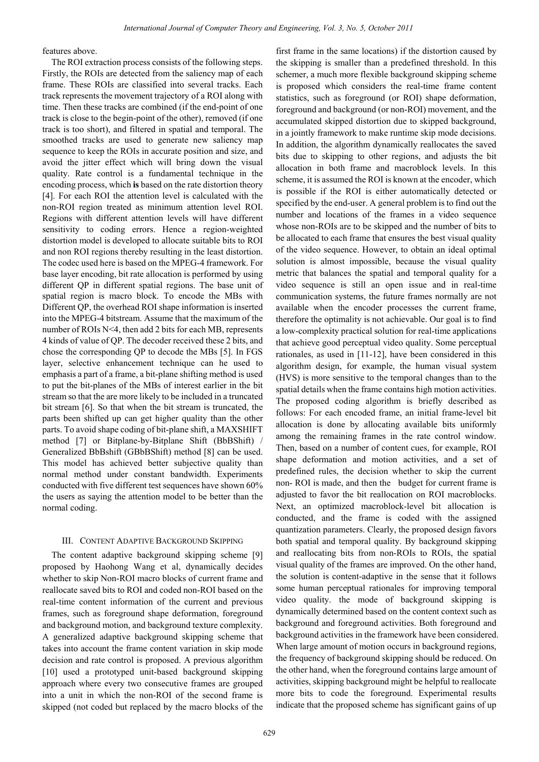features above.

The ROI extraction process consists of the following steps. Firstly, the ROIs are detected from the saliency map of each frame. These ROIs are classified into several tracks. Each track represents the movement trajectory of a ROI along with time. Then these tracks are combined (if the end-point of one track is close to the begin-point of the other), removed (if one track is too short), and filtered in spatial and temporal. The smoothed tracks are used to generate new saliency map sequence to keep the ROIs in accurate position and size, and avoid the jitter effect which will bring down the visual quality. Rate control is a fundamental technique in the encoding process, which **is** based on the rate distortion theory [4]. For each ROI the attention level is calculated with the non-ROI region treated as minimum attention level ROI. Regions with different attention levels will have different sensitivity to coding errors. Hence a region-weighted distortion model is developed to allocate suitable bits to ROI and non ROI regions thereby resulting in the least distortion. The codec used here is based on the MPEG-4 framework. For base layer encoding, bit rate allocation is performed by using different QP in different spatial regions. The base unit of spatial region is macro block. To encode the MBs with Different QP, the overhead ROI shape information is inserted into the MPEG-4 bitstream. Assume that the maximum of the number of ROIs N<4, then add 2 bits for each MB, represents 4 kinds of value of QP. The decoder received these 2 bits, and chose the corresponding QP to decode the MBs [5]. In FGS layer, selective enhancement technique can he used to emphasis a part of a frame, a bit-plane shifting method is used to put the bit-planes of the MBs of interest earlier in the bit stream so that the are more likely to be included in a truncated bit stream [6]. So that when the bit stream is truncated, the parts been shifted up can get higher quality than the other parts. To avoid shape coding of bit-plane shift, a MAXSHIFT method [7] or Bitplane-by-Bitplane Shift (BbBShift) / Generalized BbBshift (GBbBShift) method [8] can be used. This model has achieved better subjective quality than normal method under constant bandwidth. Experiments conducted with five different test sequences have shown 60% the users as saying the attention model to be better than the normal coding.

## III. Content Adaptive Background Skipping

The content adaptive background skipping scheme [9] proposed by Haohong Wang et al, dynamically decides whether to skip Non-ROI macro blocks of current frame and reallocate saved bits to ROI and coded non-ROI based on the real-time content information of the current and previous frames, such as foreground shape deformation, foreground and background motion, and background texture complexity. A generalized adaptive background skipping scheme that takes into account the frame content variation in skip mode decision and rate control is proposed. A previous algorithm [10] used a prototyped unit-based background skipping approach where every two consecutive frames are grouped into a unit in which the non-ROI of the second frame is skipped (not coded but replaced by the macro blocks of the first frame in the same locations) if the distortion caused by the skipping is smaller than a predefined threshold. In this schemer, a much more flexible background skipping scheme is proposed which considers the real-time frame content statistics, such as foreground (or ROI) shape deformation, foreground and background (or non-ROI) movement, and the accumulated skipped distortion due to skipped background, in a jointly framework to make runtime skip mode decisions. In addition, the algorithm dynamically reallocates the saved bits due to skipping to other regions, and adjusts the bit allocation in both frame and macroblock levels. In this scheme, it is assumed the ROI is known at the encoder, which is possible if the ROI is either automatically detected or specified by the end-user. A general problem is to find out the number and locations of the frames in a video sequence whose non-ROIs are to be skipped and the number of bits to be allocated to each frame that ensures the best visual quality of the video sequence. However, to obtain an ideal optimal solution is almost impossible, because the visual quality metric that balances the spatial and temporal quality for a video sequence is still an open issue and in real-time communication systems, the future frames normally are not available when the encoder processes the current frame, therefore the optimality is not achievable. Our goal is to find a low-complexity practical solution for real-time applications that achieve good perceptual video quality. Some perceptual rationales, as used in [11-12], have been considered in this algorithm design, for example, the human visual system (HVS) is more sensitive to the temporal changes than to the spatial details when the frame contains high motion activities. The proposed coding algorithm is briefly described as follows: For each encoded frame, an initial frame-level bit allocation is done by allocating available bits uniformly among the remaining frames in the rate control window. Then, based on a number of content cues, for example, ROI shape deformation and motion activities, and a set of predefined rules, the decision whether to skip the current non- ROI is made, and then the budget for current frame is adjusted to favor the bit reallocation on ROI macroblocks. Next, an optimized macroblock-level bit allocation is conducted, and the frame is coded with the assigned quantization parameters. Clearly, the proposed design favors both spatial and temporal quality. By background skipping and reallocating bits from non-ROIs to ROIs, the spatial visual quality of the frames are improved. On the other hand, the solution is content-adaptive in the sense that it follows some human perceptual rationales for improving temporal video quality. the mode of background skipping is dynamically determined based on the content context such as background and foreground activities. Both foreground and background activities in the framework have been considered. When large amount of motion occurs in background regions, the frequency of background skipping should be reduced. On the other hand, when the foreground contains large amount of activities, skipping background might be helpful to reallocate more bits to code the foreground. Experimental results indicate that the proposed scheme has significant gains of up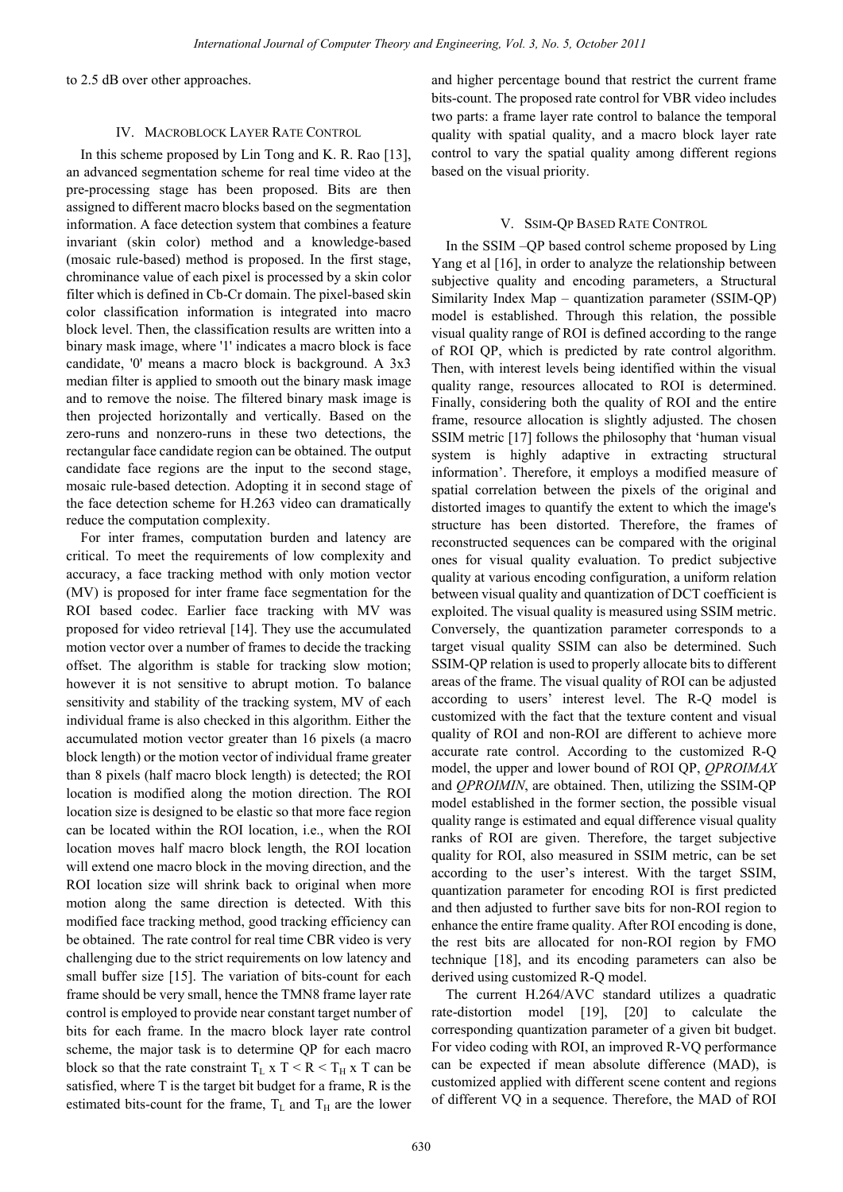to 2.5 dB over other approaches.

## IV. Macroblock Layer Rate Control

In this scheme proposed by Lin Tong and K. R. Rao [13], an advanced segmentation scheme for real time video at the pre-processing stage has been proposed. Bits are then assigned to different macro blocks based on the segmentation information. A face detection system that combines a feature invariant (skin color) method and a knowledge-based (mosaic rule-based) method is proposed. In the first stage, chrominance value of each pixel is processed by a skin color filter which is defined in Cb-Cr domain. The pixel-based skin color classification information is integrated into macro block level. Then, the classification results are written into a binary mask image, where '1' indicates a macro block is face candidate, '0' means a macro block is background. A 3x3 median filter is applied to smooth out the binary mask image and to remove the noise. The filtered binary mask image is then projected horizontally and vertically. Based on the zero-runs and nonzero-runs in these two detections, the rectangular face candidate region can be obtained. The output candidate face regions are the input to the second stage, mosaic rule-based detection. Adopting it in second stage of the face detection scheme for H.263 video can dramatically reduce the computation complexity.

For inter frames, computation burden and latency are critical. To meet the requirements of low complexity and accuracy, a face tracking method with only motion vector (MV) is proposed for inter frame face segmentation for the ROI based codec. Earlier face tracking with MV was proposed for video retrieval [14]. They use the accumulated motion vector over a number of frames to decide the tracking offset. The algorithm is stable for tracking slow motion; however it is not sensitive to abrupt motion. To balance sensitivity and stability of the tracking system, MV of each individual frame is also checked in this algorithm. Either the accumulated motion vector greater than 16 pixels (a macro block length) or the motion vector of individual frame greater than 8 pixels (half macro block length) is detected; the ROI location is modified along the motion direction. The ROI location size is designed to be elastic so that more face region can be located within the ROI location, i.e., when the ROI location moves half macro block length, the ROI location will extend one macro block in the moving direction, and the ROI location size will shrink back to original when more motion along the same direction is detected. With this modified face tracking method, good tracking efficiency can be obtained. The rate control for real time CBR video is very challenging due to the strict requirements on low latency and small buffer size [15]. The variation of bits-count for each frame should be very small, hence the TMN8 frame layer rate control is employed to provide near constant target number of bits for each frame. In the macro block layer rate control scheme, the major task is to determine QP for each macro block so that the rate constraint $T_L \times T < R < T_H \times T$ can be satisfied, where T is the target bit budget for a frame, R is the estimated bits-count for the frame, $T_L$ and $T_H$ are the lower and higher percentage bound that restrict the current frame bits-count. The proposed rate control for VBR video includes two parts: a frame layer rate control to balance the temporal quality with spatial quality, and a macro block layer rate control to vary the spatial quality among different regions based on the visual priority.

## V. SSIM-QP Based Rate Control

In the SSIM –QP based control scheme proposed by Ling Yang et al [16], in order to analyze the relationship between subjective quality and encoding parameters, a Structural Similarity Index Map – quantization parameter (SSIM-QP) model is established. Through this relation, the possible visual quality range of ROI is defined according to the range of ROI QP, which is predicted by rate control algorithm. Then, with interest levels being identified within the visual quality range, resources allocated to ROI is determined. Finally, considering both the quality of ROI and the entire frame, resource allocation is slightly adjusted. The chosen SSIM metric [17] follows the philosophy that 'human visual system is highly adaptive in extracting structural information'. Therefore, it employs a modified measure of spatial correlation between the pixels of the original and distorted images to quantify the extent to which the image's structure has been distorted. Therefore, the frames of reconstructed sequences can be compared with the original ones for visual quality evaluation. To predict subjective quality at various encoding configuration, a uniform relation between visual quality and quantization of DCT coefficient is exploited. The visual quality is measured using SSIM metric. Conversely, the quantization parameter corresponds to a target visual quality SSIM can also be determined. Such SSIM-QP relation is used to properly allocate bits to different areas of the frame. The visual quality of ROI can be adjusted according to users' interest level. The R-Q model is customized with the fact that the texture content and visual quality of ROI and non-ROI are different to achieve more accurate rate control. According to the customized R-Q model, the upper and lower bound of ROI QP, *QPROIMAX* and *QPROIMIN*, are obtained. Then, utilizing the SSIM-QP model established in the former section, the possible visual quality range is estimated and equal difference visual quality ranks of ROI are given. Therefore, the target subjective quality for ROI, also measured in SSIM metric, can be set according to the user's interest. With the target SSIM, quantization parameter for encoding ROI is first predicted and then adjusted to further save bits for non-ROI region to enhance the entire frame quality. After ROI encoding is done, the rest bits are allocated for non-ROI region by FMO technique [18], and its encoding parameters can also be derived using customized R-Q model.

The current H.264/AVC standard utilizes a quadratic rate-distortion model [19], [20] to calculate the corresponding quantization parameter of a given bit budget. For video coding with ROI, an improved R-VQ performance can be expected if mean absolute difference (MAD), is customized applied with different scene content and regions of different VQ in a sequence. Therefore, the MAD of ROI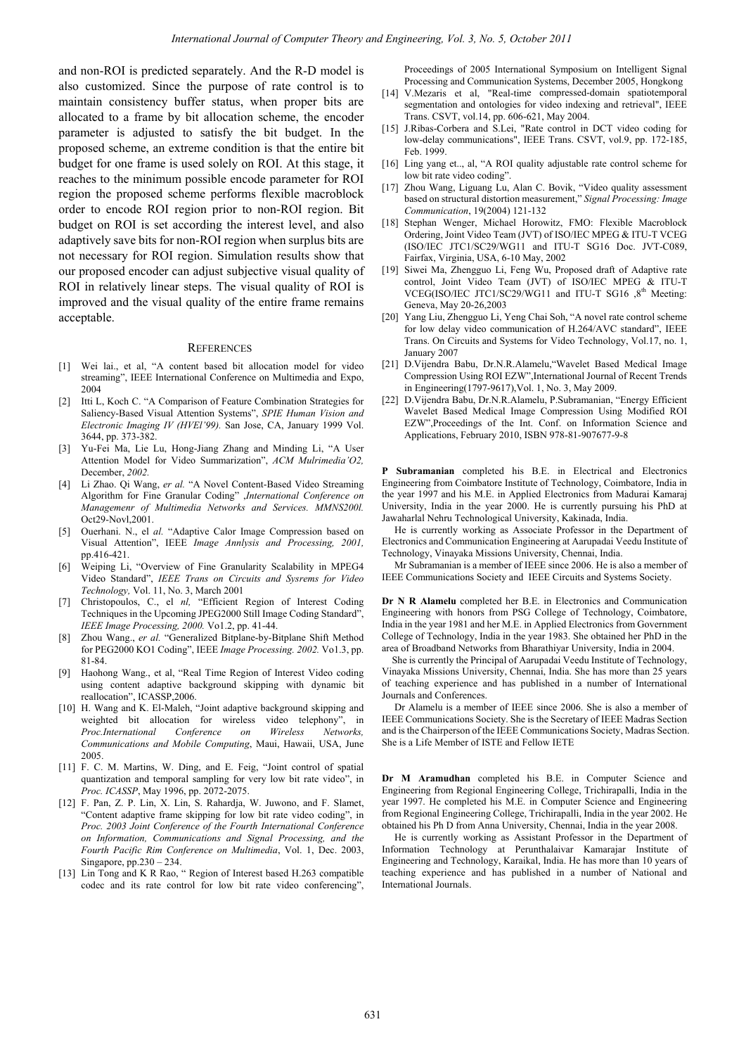and non-ROI is predicted separately. And the R-D model is also customized. Since the purpose of rate control is to maintain consistency buffer status, when proper bits are allocated to a frame by bit allocation scheme, the encoder parameter is adjusted to satisfy the bit budget. In the proposed scheme, an extreme condition is that the entire bit budget for one frame is used solely on ROI. At this stage, it reaches to the minimum possible encode parameter for ROI region the proposed scheme performs flexible macroblock order to encode ROI region prior to non-ROI region. Bit budget on ROI is set according the interest level, and also adaptively save bits for non-ROI region when surplus bits are not necessary for ROI region. Simulation results show that our proposed encoder can adjust subjective visual quality of ROI in relatively linear steps. The visual quality of ROI is improved and the visual quality of the entire frame remains acceptable.

## REFERENCES

[1] Wei lai., et al, "A content based bit allocation model for video streaming", IEEE International Conference on Multimedia and Expo, 2004

[2] Itti L, Koch C. "A Comparison of Feature Combination Strategies for Saliency-Based Visual Attention Systems", *SPIE Human Vision and Electronic Imaging IV (HVEI'99).* San Jose, CA, January 1999 Vol. 3644, pp. 373-382.

[3] Yu-Fei Ma, Lie Lu, Hong-Jiang Zhang and Minding Li, "A User Attention Model for Video Summarization", *ACM Mulrimedia'O2,* December, *2002.*

[4] Li Zhao. Qi Wang, *er al.* "A Novel Content-Based Video Streaming Algorithm for Fine Granular Coding" ,*International Conference on Managemenr of Multimedia Networks and Services. MMNS200l.* Oct29-Novl,2001.

[5] Ouerhani. N., el *al.* "Adaptive Calor Image Compression based on Visual Attention", IEEE *Image Annlysis and Processing, 2001,* pp.416-421.

[6] Weiping Li, "Overview of Fine Granularity Scalability in MPEG4 Video Standard", *IEEE Trans on Circuits and Sysrems for Video Technology,* Vol. 11, No. 3, March 2001

[7] Christopoulos, C., el *nl,* "Efficient Region of Interest Coding Techniques in the Upcoming JPEG2000 Still Image Coding Standard", *IEEE Image Processing, 2000.* Vo1.2, pp. 41-44.

[8] Zhou Wang., *er al.* "Generalized Bitplane-by-Bitplane Shift Method for PEG2000 KO1 Coding", IEEE *Image Processing. 2002.* Vo1.3, pp. 81-84.

[9] Haohong Wang., et al, "Real Time Region of Interest Video coding using content adaptive background skipping with dynamic bit reallocation", ICASSP,2006.

[10] H. Wang and K. El-Maleh, "Joint adaptive background skipping and weighted bit allocation for wireless video telephony", in *Proc.International Conference on Wireless Networks, Communications and Mobile Computing*, Maui, Hawaii, USA, June 2005.

[11] F. C. M. Martins, W. Ding, and E. Feig, "Joint control of spatial quantization and temporal sampling for very low bit rate video", in *Proc. ICASSP*, May 1996, pp. 2072-2075.

[12] F. Pan, Z. P. Lin, X. Lin, S. Rahardja, W. Juwono, and F. Slamet, "Content adaptive frame skipping for low bit rate video coding", in *Proc. 2003 Joint Conference of the Fourth International Conference on Information, Communications and Signal Processing, and the Fourth Pacific Rim Conference on Multimedia*, Vol. 1, Dec. 2003, Singapore, pp.230 – 234.

[13] Lin Tong and K R Rao, " Region of Interest based H.263 compatible codec and its rate control for low bit rate video conferencing", Proceedings of 2005 International Symposium on Intelligent Signal Processing and Communication Systems, December 2005, Hongkong

[14] V.Mezaris et al, "Real-time compressed-domain spatiotemporal segmentation and ontologies for video indexing and retrieval", IEEE Trans. CSVT, vol.14, pp. 606-621, May 2004.

[15] J.Ribas-Corbera and S.Lei, "Rate control in DCT video coding for low-delay communications", IEEE Trans. CSVT, vol.9, pp. 172-185, Feb. 1999.

[16] Ling yang et.., al, "A ROI quality adjustable rate control scheme for low bit rate video coding".

[17] Zhou Wang, Liguang Lu, Alan C. Bovik, "Video quality assessment based on structural distortion measurement," *Signal Processing: Image Communication*, 19(2004) 121-132

[18] Stephan Wenger, Michael Horowitz, FMO: Flexible Macroblock Ordering, Joint Video Team (JVT) of ISO/IEC MPEG & ITU-T VCEG (ISO/IEC JTC1/SC29/WG11 and ITU-T SG16 Doc. JVT-C089, Fairfax, Virginia, USA, 6-10 May, 2002

[19] Siwei Ma, Zhengguo Li, Feng Wu, Proposed draft of Adaptive rate control, Joint Video Team (JVT) of ISO/IEC MPEG & ITU-T VCEG(ISO/IEC JTC1/SC29/WG11 and ITU-T SG16 ,8th Meeting: Geneva, May 20-26,2003

[20] Yang Liu, Zhengguo Li, Yeng Chai Soh, "A novel rate control scheme for low delay video communication of H.264/AVC standard", IEEE Trans. On Circuits and Systems for Video Technology, Vol.17, no. 1, January 2007

[21] D.Vijendra Babu, Dr.N.R.Alamelu,"Wavelet Based Medical Image Compression Using ROI EZW",International Journal of Recent Trends in Engineering(1797-9617),Vol. 1, No. 3, May 2009.

[22] D.Vijendra Babu, Dr.N.R.Alamelu, P.Subramanian, "Energy Efficient Wavelet Based Medical Image Compression Using Modified ROI EZW",Proceedings of the Int. Conf. on Information Science and Applications, February 2010, ISBN 978-81-907677-9-8

**P Subramanian** completed his B.E. in Electrical and Electronics Engineering from Coimbatore Institute of Technology, Coimbatore, India in the year 1997 and his M.E. in Applied Electronics from Madurai Kamaraj University, India in the year 2000. He is currently pursuing his PhD at Jawaharlal Nehru Technological University, Kakinada, India.

He is currently working as Associate Professor in the Department of Electronics and Communication Engineering at Aarupadai Veedu Institute of Technology, Vinayaka Missions University, Chennai, India.

Mr Subramanian is a member of IEEE since 2006. He is also a member of IEEE Communications Society and IEEE Circuits and Systems Society.

**Dr N R Alamelu** completed her B.E. in Electronics and Communication Engineering with honors from PSG College of Technology, Coimbatore, India in the year 1981 and her M.E. in Applied Electronics from Government College of Technology, India in the year 1983. She obtained her PhD in the area of Broadband Networks from Bharathiyar University, India in 2004.

She is currently the Principal of Aarupadai Veedu Institute of Technology, Vinayaka Missions University, Chennai, India. She has more than 25 years of teaching experience and has published in a number of International Journals and Conferences.

Dr Alamelu is a member of IEEE since 2006. She is also a member of IEEE Communications Society. She is the Secretary of IEEE Madras Section and is the Chairperson of the IEEE Communications Society, Madras Section. She is a Life Member of ISTE and Fellow IETE

**Dr M Aramudhan** completed his B.E. in Computer Science and Engineering from Regional Engineering College, Trichirapalli, India in the year 1997. He completed his M.E. in Computer Science and Engineering from Regional Engineering College, Trichirapalli, India in the year 2002. He obtained his Ph D from Anna University, Chennai, India in the year 2008.

He is currently working as Assistant Professor in the Department of Information Technology at Perunthalaivar Kamarajar Institute of Engineering and Technology, Karaikal, India. He has more than 10 years of teaching experience and has published in a number of National and International Journals.